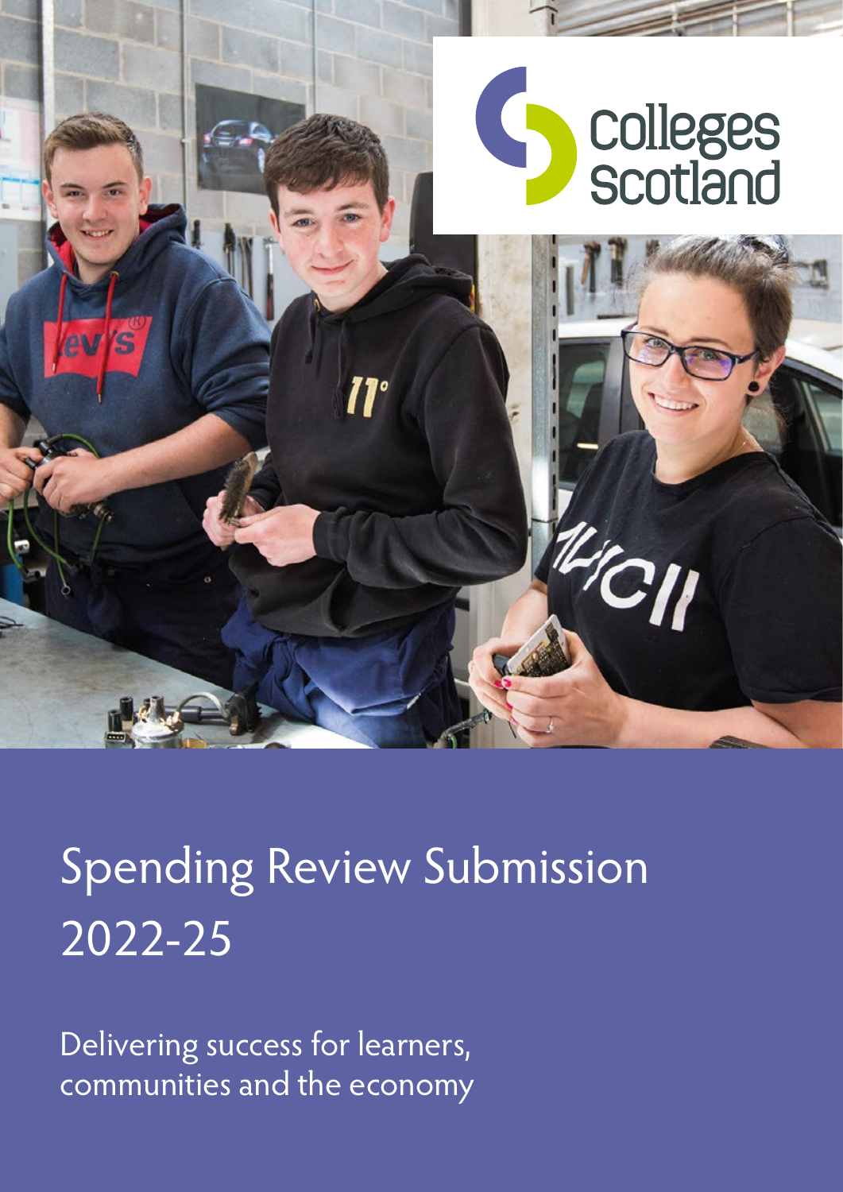Colleges Scotland

# Spending Review Submission 2022-25

Delivering success for learners, communities and the economy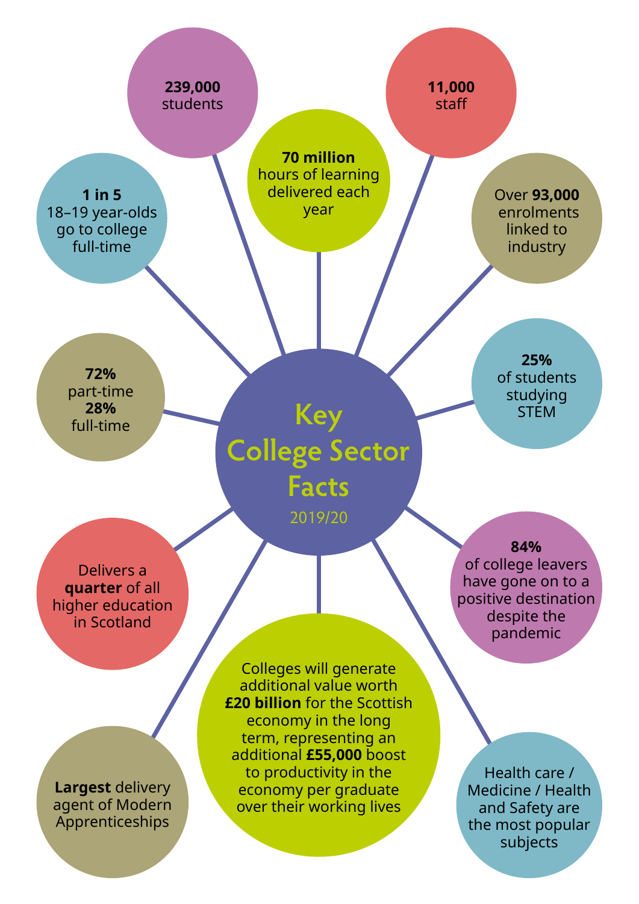# Key College Sector Facts

2019/20

- **239,000** students
- **70 million** hours of learning delivered each year
- **11,000** staff
- **1 in 5** 18–19 year-olds go to college full-time
- Over **93,000** enrolments linked to industry
- **72%** part-time **28%** full-time
- **25%** of students studying STEM
- Delivers a **quarter** of all higher education in Scotland
- **84%** of college leavers have gone on to a positive destination despite the pandemic
- **Largest** delivery agent of Modern Apprenticeships
- Colleges will generate additional value worth **£20 billion** for the Scottish economy in the long term, representing an additional **£55,000** boost to productivity in the economy per graduate over their working lives
- Health care / Medicine / Health and Safety are the most popular subjects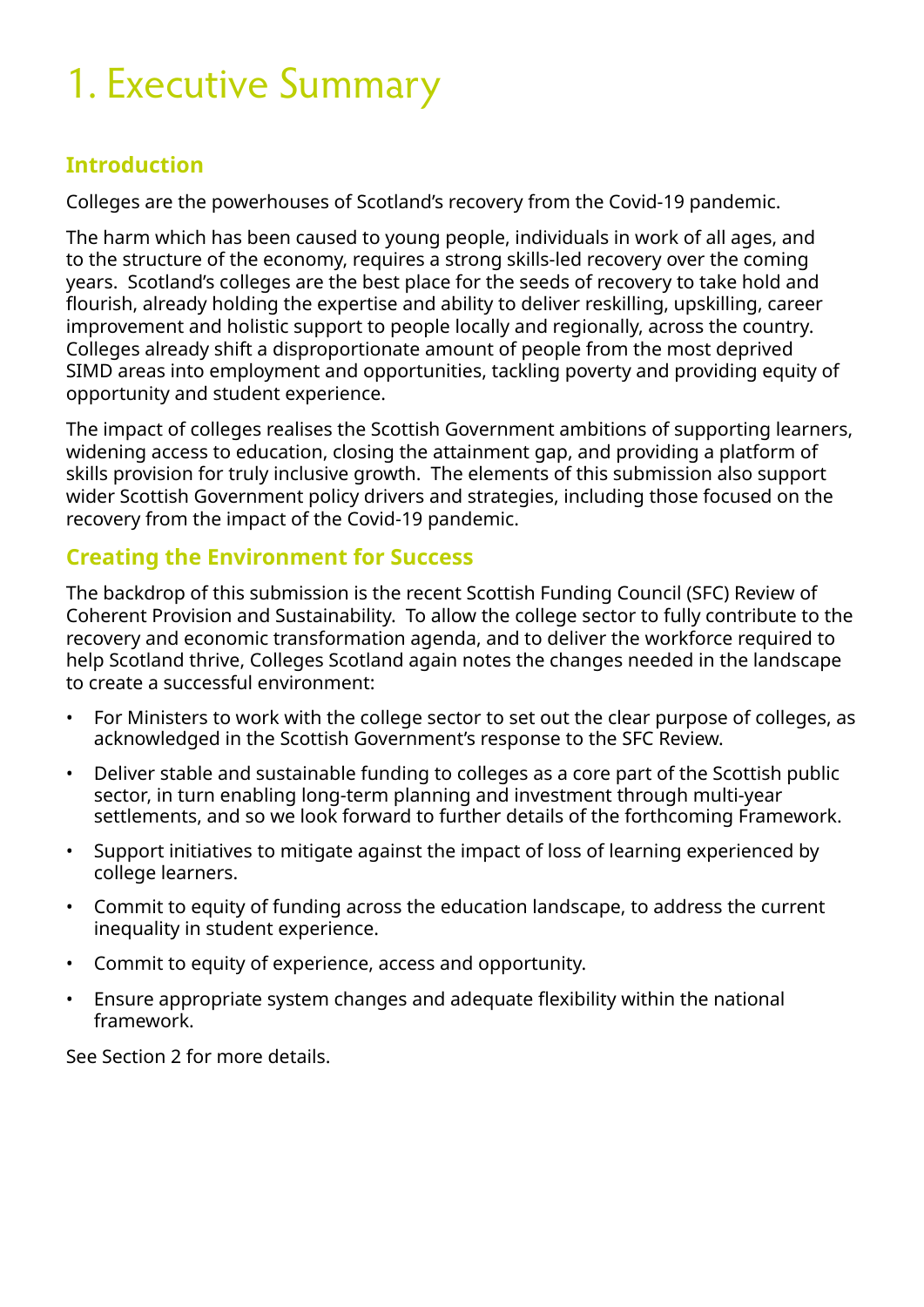# 1. Executive Summary

## Introduction

Colleges are the powerhouses of Scotland's recovery from the Covid-19 pandemic.

The harm which has been caused to young people, individuals in work of all ages, and to the structure of the economy, requires a strong skills-led recovery over the coming years. Scotland's colleges are the best place for the seeds of recovery to take hold and flourish, already holding the expertise and ability to deliver reskilling, upskilling, career improvement and holistic support to people locally and regionally, across the country. Colleges already shift a disproportionate amount of people from the most deprived SIMD areas into employment and opportunities, tackling poverty and providing equity of opportunity and student experience.

The impact of colleges realises the Scottish Government ambitions of supporting learners, widening access to education, closing the attainment gap, and providing a platform of skills provision for truly inclusive growth. The elements of this submission also support wider Scottish Government policy drivers and strategies, including those focused on the recovery from the impact of the Covid-19 pandemic.

## Creating the Environment for Success

The backdrop of this submission is the recent Scottish Funding Council (SFC) Review of Coherent Provision and Sustainability. To allow the college sector to fully contribute to the recovery and economic transformation agenda, and to deliver the workforce required to help Scotland thrive, Colleges Scotland again notes the changes needed in the landscape to create a successful environment:

- For Ministers to work with the college sector to set out the clear purpose of colleges, as acknowledged in the Scottish Government's response to the SFC Review.
- Deliver stable and sustainable funding to colleges as a core part of the Scottish public sector, in turn enabling long-term planning and investment through multi-year settlements, and so we look forward to further details of the forthcoming Framework.
- Support initiatives to mitigate against the impact of loss of learning experienced by college learners.
- Commit to equity of funding across the education landscape, to address the current inequality in student experience.
- Commit to equity of experience, access and opportunity.
- Ensure appropriate system changes and adequate flexibility within the national framework.

See Section 2 for more details.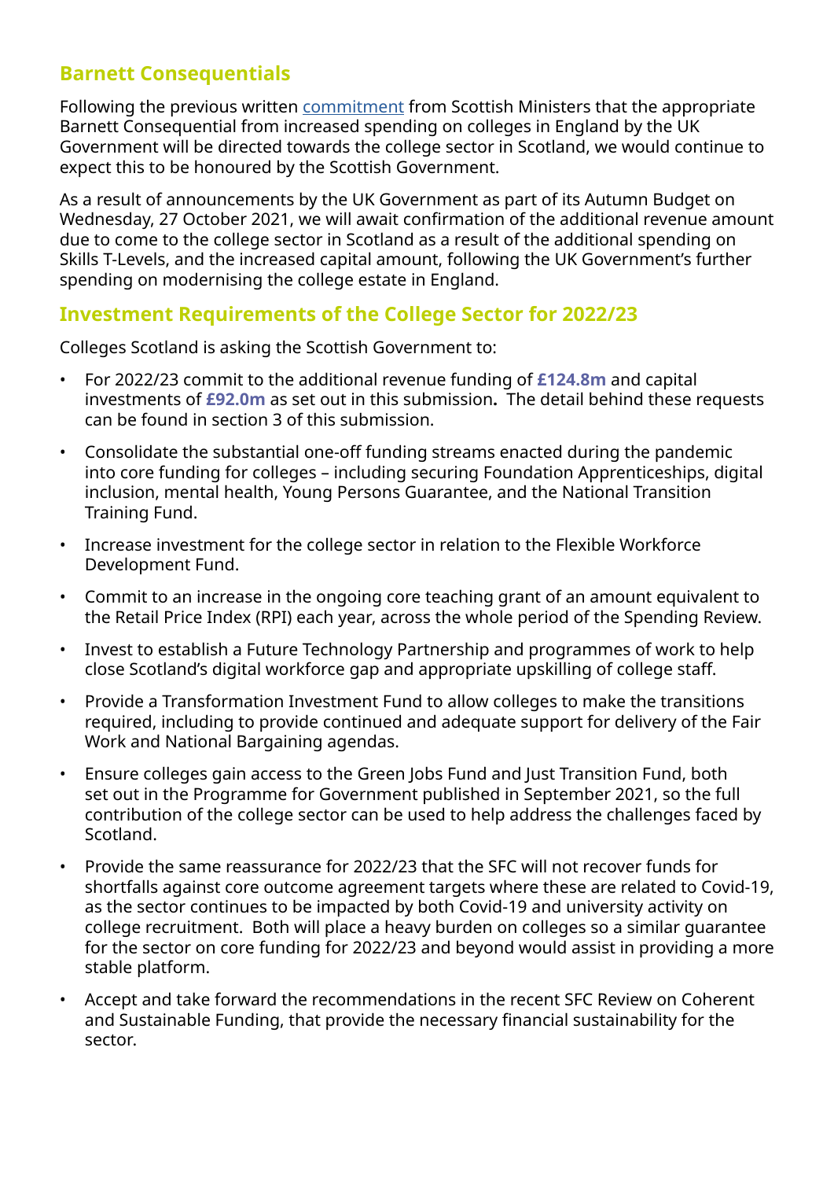## Barnett Consequentials

Following the previous written [commitment] from Scottish Ministers that the appropriate Barnett Consequential from increased spending on colleges in England by the UK Government will be directed towards the college sector in Scotland, we would continue to expect this to be honoured by the Scottish Government.

As a result of announcements by the UK Government as part of its Autumn Budget on Wednesday, 27 October 2021, we will await confirmation of the additional revenue amount due to come to the college sector in Scotland as a result of the additional spending on Skills T-Levels, and the increased capital amount, following the UK Government's further spending on modernising the college estate in England.

## Investment Requirements of the College Sector for 2022/23

Colleges Scotland is asking the Scottish Government to:

- For 2022/23 commit to the additional revenue funding of **£124.8m** and capital investments of **£92.0m** as set out in this submission**.** The detail behind these requests can be found in section 3 of this submission.
- Consolidate the substantial one-off funding streams enacted during the pandemic into core funding for colleges – including securing Foundation Apprenticeships, digital inclusion, mental health, Young Persons Guarantee, and the National Transition Training Fund.
- Increase investment for the college sector in relation to the Flexible Workforce Development Fund.
- Commit to an increase in the ongoing core teaching grant of an amount equivalent to the Retail Price Index (RPI) each year, across the whole period of the Spending Review.
- Invest to establish a Future Technology Partnership and programmes of work to help close Scotland's digital workforce gap and appropriate upskilling of college staff.
- Provide a Transformation Investment Fund to allow colleges to make the transitions required, including to provide continued and adequate support for delivery of the Fair Work and National Bargaining agendas.
- Ensure colleges gain access to the Green Jobs Fund and Just Transition Fund, both set out in the Programme for Government published in September 2021, so the full contribution of the college sector can be used to help address the challenges faced by Scotland.
- Provide the same reassurance for 2022/23 that the SFC will not recover funds for shortfalls against core outcome agreement targets where these are related to Covid-19, as the sector continues to be impacted by both Covid-19 and university activity on college recruitment. Both will place a heavy burden on colleges so a similar guarantee for the sector on core funding for 2022/23 and beyond would assist in providing a more stable platform.
- Accept and take forward the recommendations in the recent SFC Review on Coherent and Sustainable Funding, that provide the necessary financial sustainability for the sector.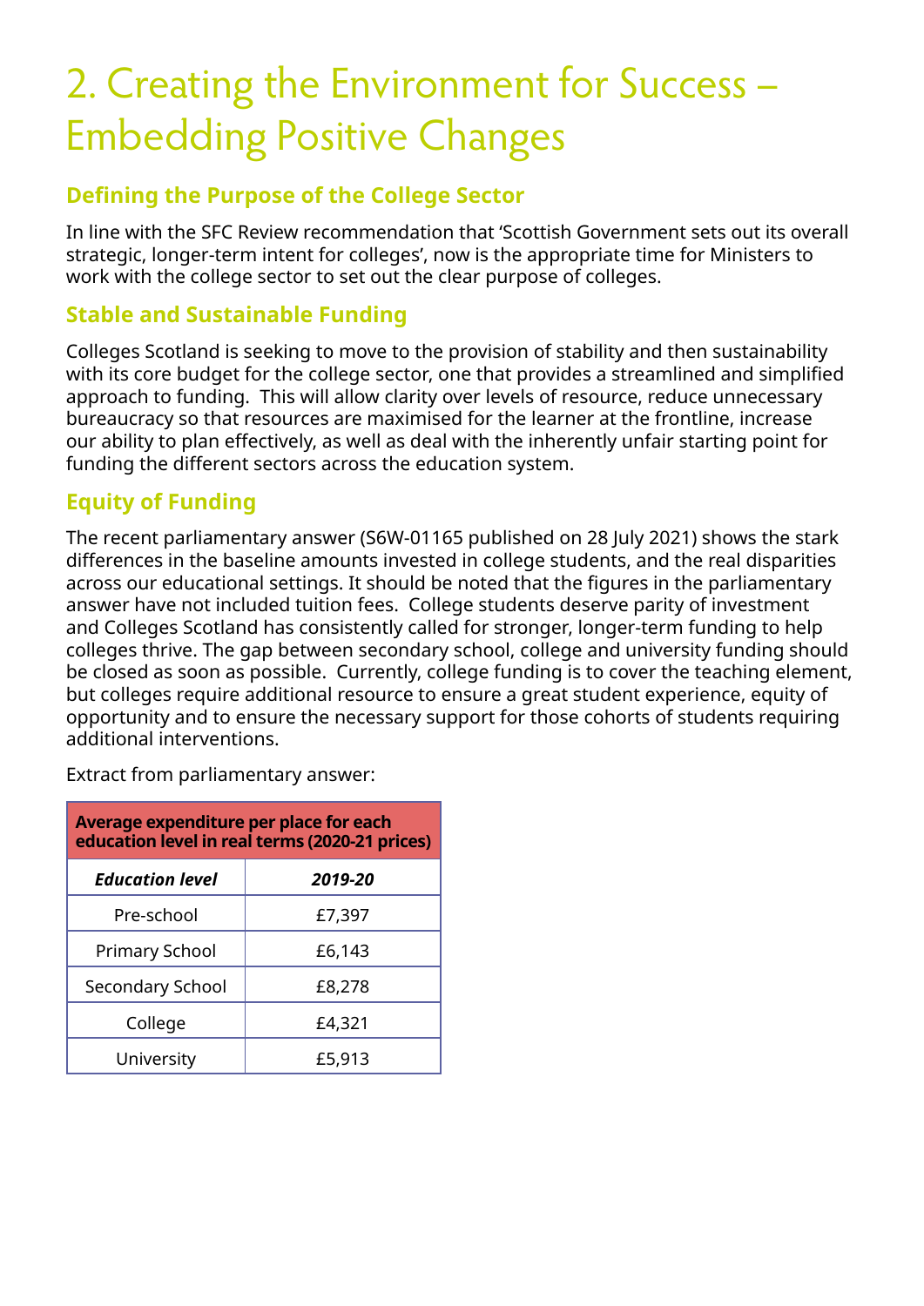# 2. Creating the Environment for Success – Embedding Positive Changes

## Defining the Purpose of the College Sector

In line with the SFC Review recommendation that 'Scottish Government sets out its overall strategic, longer-term intent for colleges', now is the appropriate time for Ministers to work with the college sector to set out the clear purpose of colleges.

## Stable and Sustainable Funding

Colleges Scotland is seeking to move to the provision of stability and then sustainability with its core budget for the college sector, one that provides a streamlined and simplified approach to funding. This will allow clarity over levels of resource, reduce unnecessary bureaucracy so that resources are maximised for the learner at the frontline, increase our ability to plan effectively, as well as deal with the inherently unfair starting point for funding the different sectors across the education system.

## Equity of Funding

The recent parliamentary answer (S6W-01165 published on 28 July 2021) shows the stark differences in the baseline amounts invested in college students, and the real disparities across our educational settings. It should be noted that the figures in the parliamentary answer have not included tuition fees. College students deserve parity of investment and Colleges Scotland has consistently called for stronger, longer-term funding to help colleges thrive. The gap between secondary school, college and university funding should be closed as soon as possible. Currently, college funding is to cover the teaching element, but colleges require additional resource to ensure a great student experience, equity of opportunity and to ensure the necessary support for those cohorts of students requiring additional interventions.

Extract from parliamentary answer:

| **Average expenditure per place for each education level in real terms (2020-21 prices)** | |
|---|---|
| ***Education level*** | ***2019-20*** |
| Pre-school | £7,397 |
| Primary School | £6,143 |
| Secondary School | £8,278 |
| College | £4,321 |
| University | £5,913 |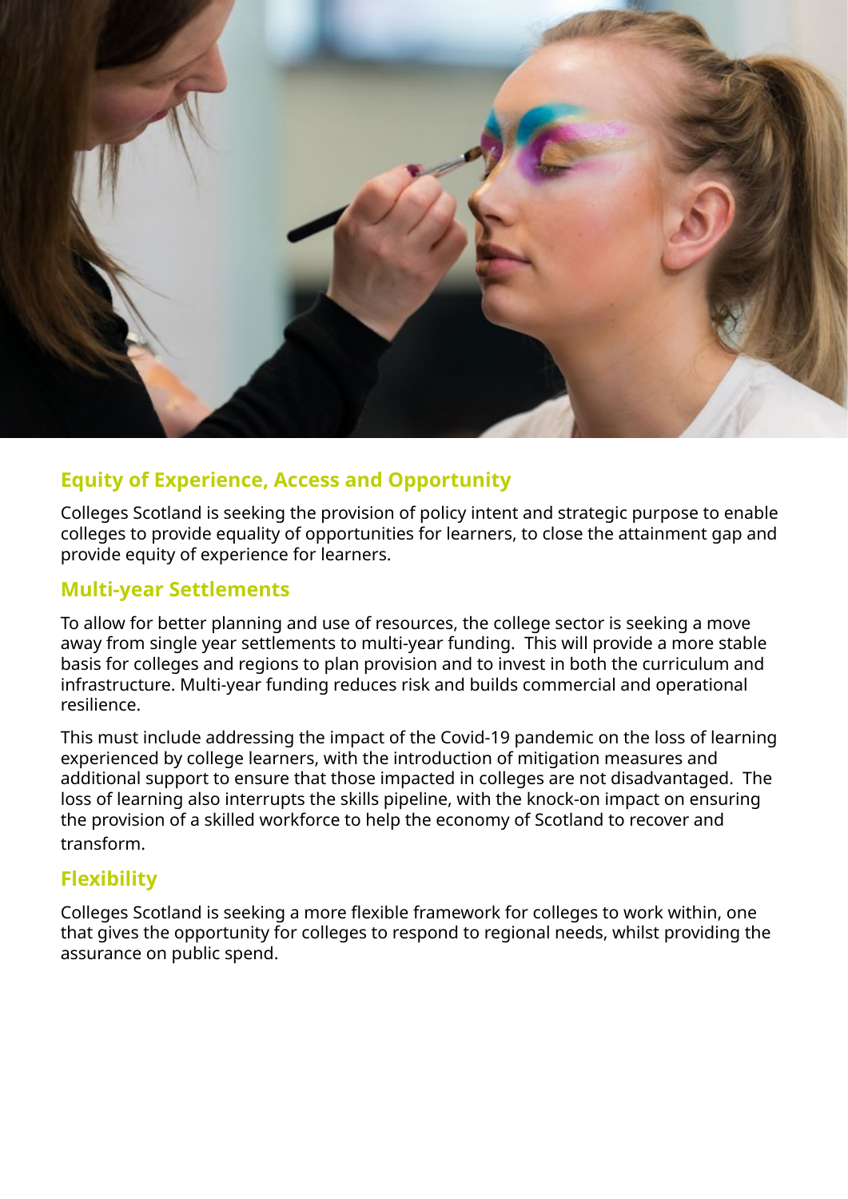## Equity of Experience, Access and Opportunity

Colleges Scotland is seeking the provision of policy intent and strategic purpose to enable colleges to provide equality of opportunities for learners, to close the attainment gap and provide equity of experience for learners.

## Multi-year Settlements

To allow for better planning and use of resources, the college sector is seeking a move away from single year settlements to multi-year funding. This will provide a more stable basis for colleges and regions to plan provision and to invest in both the curriculum and infrastructure. Multi-year funding reduces risk and builds commercial and operational resilience.

This must include addressing the impact of the Covid-19 pandemic on the loss of learning experienced by college learners, with the introduction of mitigation measures and additional support to ensure that those impacted in colleges are not disadvantaged. The loss of learning also interrupts the skills pipeline, with the knock-on impact on ensuring the provision of a skilled workforce to help the economy of Scotland to recover and transform.

## Flexibility

Colleges Scotland is seeking a more flexible framework for colleges to work within, one that gives the opportunity for colleges to respond to regional needs, whilst providing the assurance on public spend.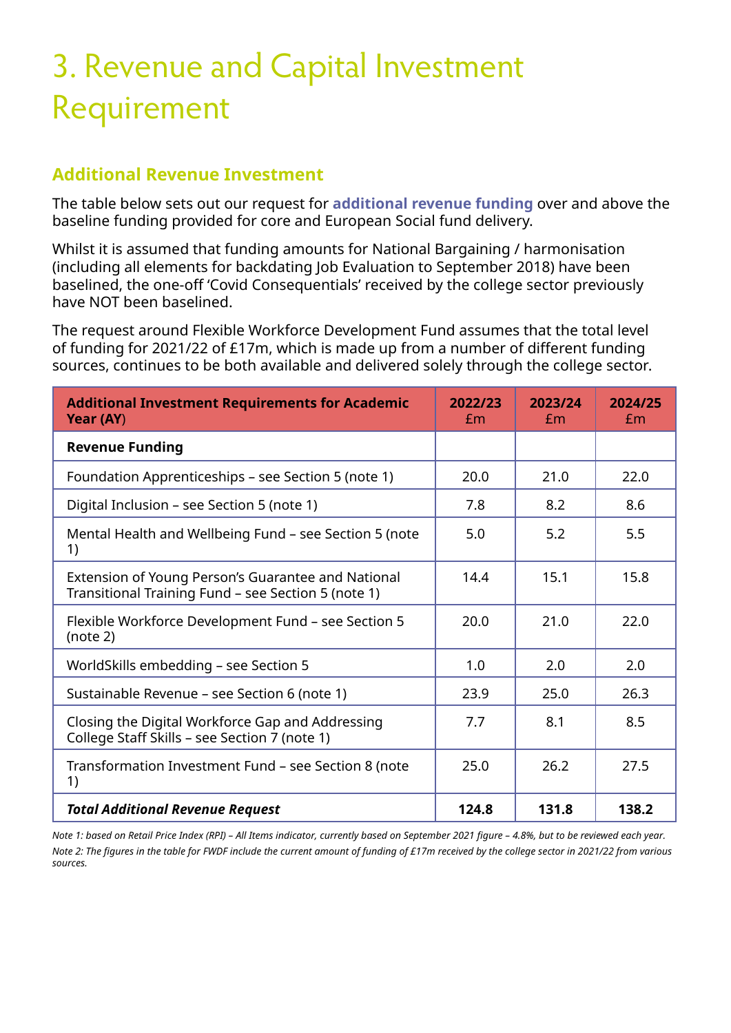# 3. Revenue and Capital Investment Requirement

## Additional Revenue Investment

The table below sets out our request for **additional revenue funding** over and above the baseline funding provided for core and European Social fund delivery.

Whilst it is assumed that funding amounts for National Bargaining / harmonisation (including all elements for backdating Job Evaluation to September 2018) have been baselined, the one-off 'Covid Consequentials' received by the college sector previously have NOT been baselined.

The request around Flexible Workforce Development Fund assumes that the total level of funding for 2021/22 of £17m, which is made up from a number of different funding sources, continues to be both available and delivered solely through the college sector.

| **Additional Investment Requirements for Academic Year (AY)** | **2022/23** £m | **2023/24** £m | **2024/25** £m |
|---|---|---|---|
| **Revenue Funding** | | | |
| Foundation Apprenticeships – see Section 5 (note 1) | 20.0 | 21.0 | 22.0 |
| Digital Inclusion – see Section 5 (note 1) | 7.8 | 8.2 | 8.6 |
| Mental Health and Wellbeing Fund – see Section 5 (note 1) | 5.0 | 5.2 | 5.5 |
| Extension of Young Person's Guarantee and National Transitional Training Fund – see Section 5 (note 1) | 14.4 | 15.1 | 15.8 |
| Flexible Workforce Development Fund – see Section 5 (note 2) | 20.0 | 21.0 | 22.0 |
| WorldSkills embedding – see Section 5 | 1.0 | 2.0 | 2.0 |
| Sustainable Revenue – see Section 6 (note 1) | 23.9 | 25.0 | 26.3 |
| Closing the Digital Workforce Gap and Addressing College Staff Skills – see Section 7 (note 1) | 7.7 | 8.1 | 8.5 |
| Transformation Investment Fund – see Section 8 (note 1) | 25.0 | 26.2 | 27.5 |
| ***Total Additional Revenue Request*** | **124.8** | **131.8** | **138.2** |

*Note 1: based on Retail Price Index (RPI) – All Items indicator, currently based on September 2021 figure – 4.8%, but to be reviewed each year.*

*Note 2: The figures in the table for FWDF include the current amount of funding of £17m received by the college sector in 2021/22 from various sources.*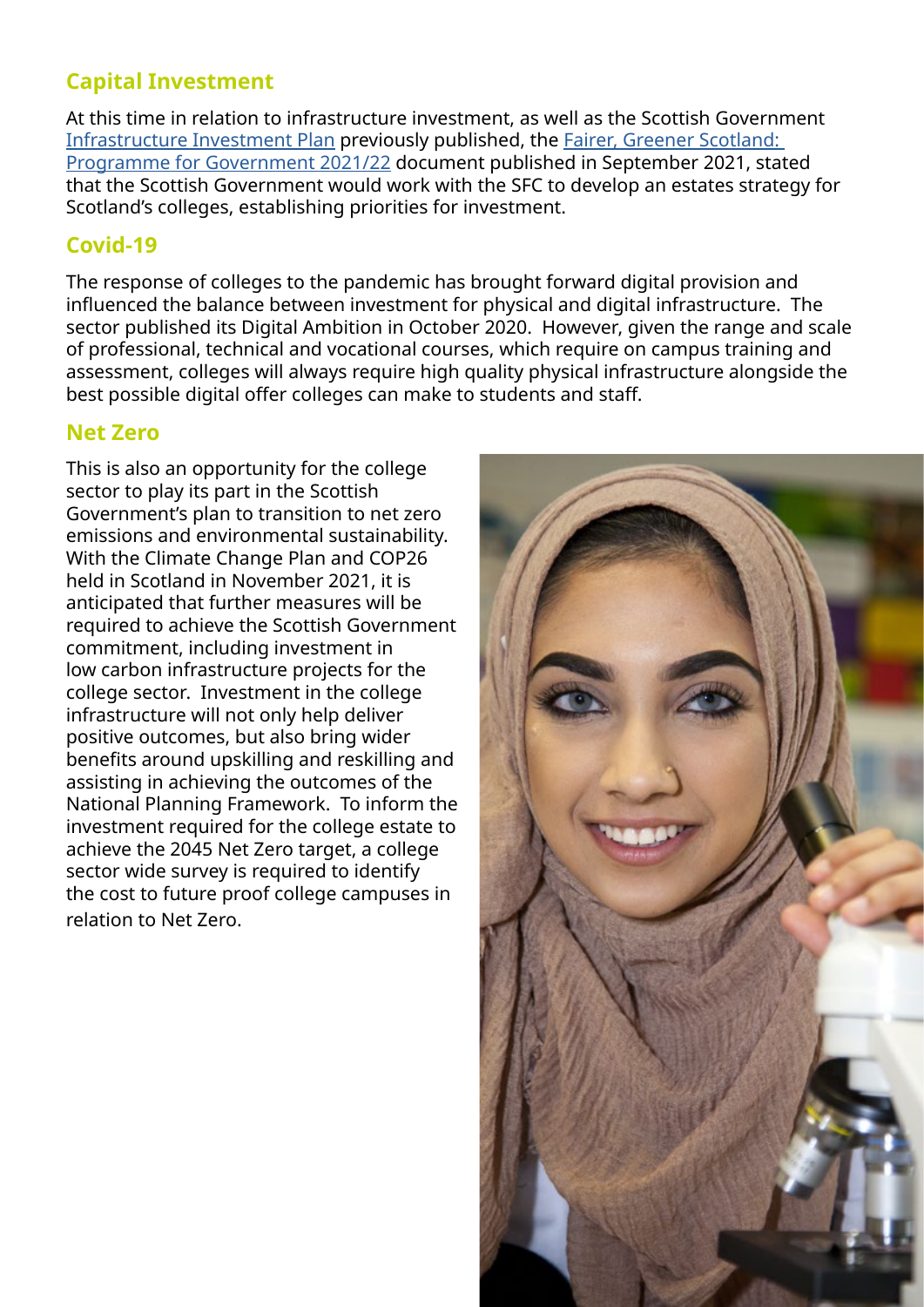## Capital Investment

At this time in relation to infrastructure investment, as well as the Scottish Government Infrastructure Investment Plan previously published, the Fairer, Greener Scotland: Programme for Government 2021/22 document published in September 2021, stated that the Scottish Government would work with the SFC to develop an estates strategy for Scotland's colleges, establishing priorities for investment.

## Covid-19

The response of colleges to the pandemic has brought forward digital provision and influenced the balance between investment for physical and digital infrastructure. The sector published its Digital Ambition in October 2020. However, given the range and scale of professional, technical and vocational courses, which require on campus training and assessment, colleges will always require high quality physical infrastructure alongside the best possible digital offer colleges can make to students and staff.

## Net Zero

This is also an opportunity for the college sector to play its part in the Scottish Government's plan to transition to net zero emissions and environmental sustainability. With the Climate Change Plan and COP26 held in Scotland in November 2021, it is anticipated that further measures will be required to achieve the Scottish Government commitment, including investment in low carbon infrastructure projects for the college sector. Investment in the college infrastructure will not only help deliver positive outcomes, but also bring wider benefits around upskilling and reskilling and assisting in achieving the outcomes of the National Planning Framework. To inform the investment required for the college estate to achieve the 2045 Net Zero target, a college sector wide survey is required to identify the cost to future proof college campuses in relation to Net Zero.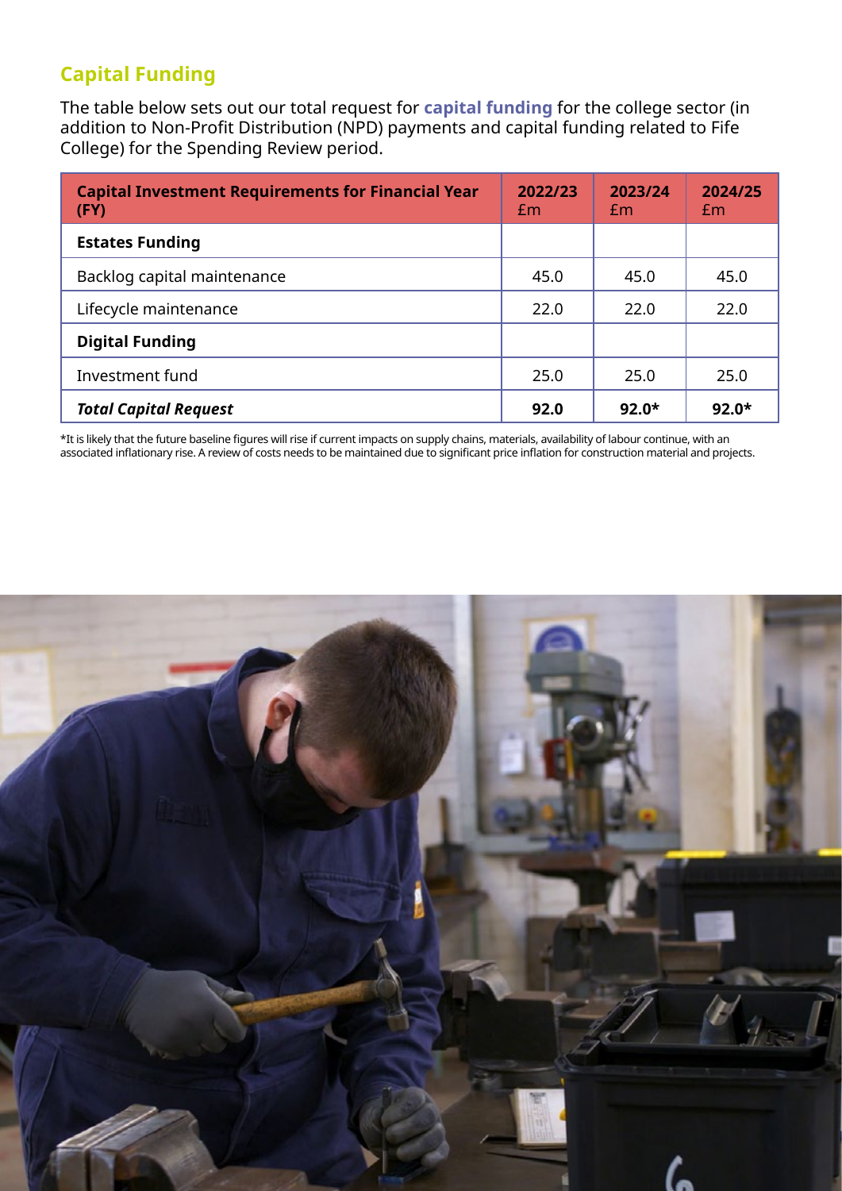## Capital Funding

The table below sets out our total request for **capital funding** for the college sector (in addition to Non-Profit Distribution (NPD) payments and capital funding related to Fife College) for the Spending Review period.

| **Capital Investment Requirements for Financial Year (FY)** | **2022/23** £m | **2023/24** £m | **2024/25** £m |
|---|---|---|---|
| **Estates Funding** | | | |
| Backlog capital maintenance | 45.0 | 45.0 | 45.0 |
| Lifecycle maintenance | 22.0 | 22.0 | 22.0 |
| **Digital Funding** | | | |
| Investment fund | 25.0 | 25.0 | 25.0 |
| ***Total Capital Request*** | **92.0** | **92.0*** | **92.0*** |

*It is likely that the future baseline figures will rise if current impacts on supply chains, materials, availability of labour continue, with an associated inflationary rise. A review of costs needs to be maintained due to significant price inflation for construction material and projects.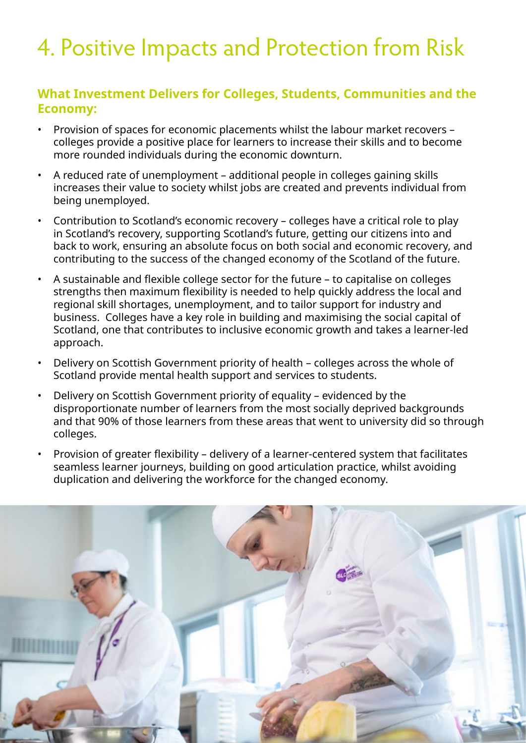# 4. Positive Impacts and Protection from Risk

## What Investment Delivers for Colleges, Students, Communities and the Economy:

- Provision of spaces for economic placements whilst the labour market recovers – colleges provide a positive place for learners to increase their skills and to become more rounded individuals during the economic downturn.
- A reduced rate of unemployment – additional people in colleges gaining skills increases their value to society whilst jobs are created and prevents individual from being unemployed.
- Contribution to Scotland's economic recovery – colleges have a critical role to play in Scotland's recovery, supporting Scotland's future, getting our citizens into and back to work, ensuring an absolute focus on both social and economic recovery, and contributing to the success of the changed economy of the Scotland of the future.
- A sustainable and flexible college sector for the future – to capitalise on colleges strengths then maximum flexibility is needed to help quickly address the local and regional skill shortages, unemployment, and to tailor support for industry and business. Colleges have a key role in building and maximising the social capital of Scotland, one that contributes to inclusive economic growth and takes a learner-led approach.
- Delivery on Scottish Government priority of health – colleges across the whole of Scotland provide mental health support and services to students.
- Delivery on Scottish Government priority of equality – evidenced by the disproportionate number of learners from the most socially deprived backgrounds and that 90% of those learners from these areas that went to university did so through colleges.
- Provision of greater flexibility – delivery of a learner-centered system that facilitates seamless learner journeys, building on good articulation practice, whilst avoiding duplication and delivering the workforce for the changed economy.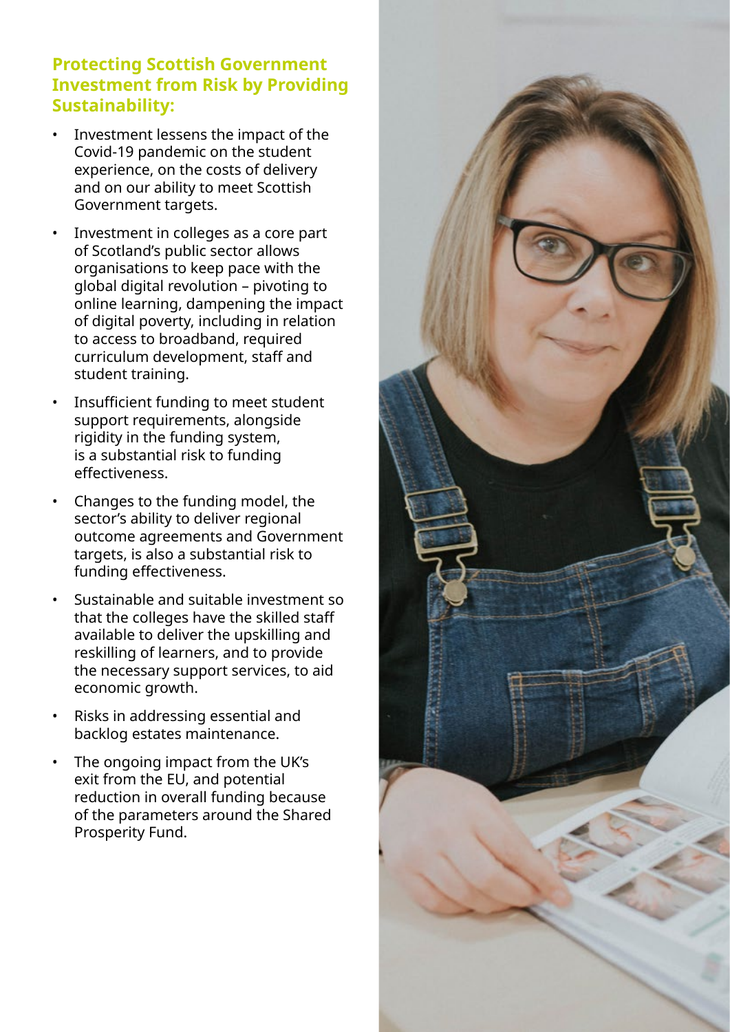### Protecting Scottish Government Investment from Risk by Providing Sustainability:

- Investment lessens the impact of the Covid-19 pandemic on the student experience, on the costs of delivery and on our ability to meet Scottish Government targets.
- Investment in colleges as a core part of Scotland's public sector allows organisations to keep pace with the global digital revolution – pivoting to online learning, dampening the impact of digital poverty, including in relation to access to broadband, required curriculum development, staff and student training.
- Insufficient funding to meet student support requirements, alongside rigidity in the funding system, is a substantial risk to funding effectiveness.
- Changes to the funding model, the sector's ability to deliver regional outcome agreements and Government targets, is also a substantial risk to funding effectiveness.
- Sustainable and suitable investment so that the colleges have the skilled staff available to deliver the upskilling and reskilling of learners, and to provide the necessary support services, to aid economic growth.
- Risks in addressing essential and backlog estates maintenance.
- The ongoing impact from the UK's exit from the EU, and potential reduction in overall funding because of the parameters around the Shared Prosperity Fund.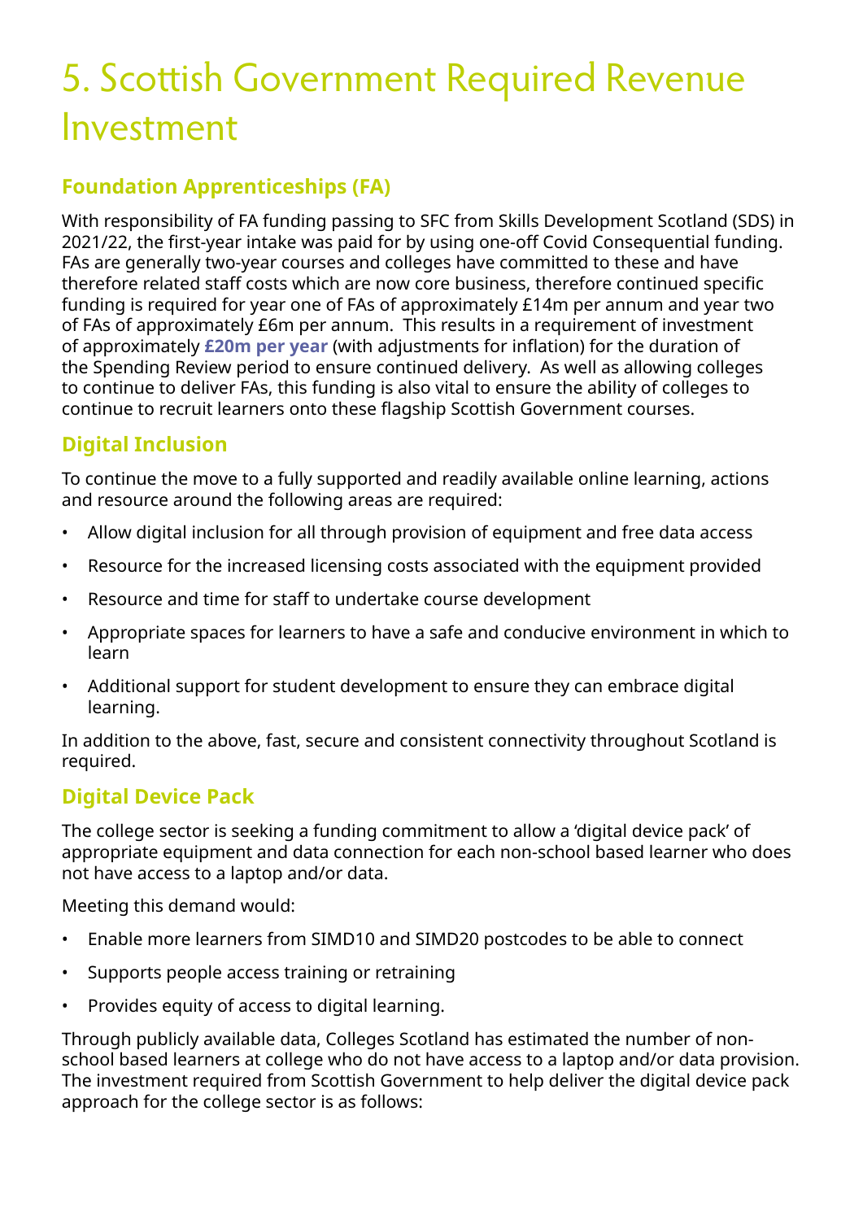# 5. Scottish Government Required Revenue Investment

## Foundation Apprenticeships (FA)

With responsibility of FA funding passing to SFC from Skills Development Scotland (SDS) in 2021/22, the first-year intake was paid for by using one-off Covid Consequential funding. FAs are generally two-year courses and colleges have committed to these and have therefore related staff costs which are now core business, therefore continued specific funding is required for year one of FAs of approximately £14m per annum and year two of FAs of approximately £6m per annum. This results in a requirement of investment of approximately **£20m per year** (with adjustments for inflation) for the duration of the Spending Review period to ensure continued delivery. As well as allowing colleges to continue to deliver FAs, this funding is also vital to ensure the ability of colleges to continue to recruit learners onto these flagship Scottish Government courses.

## Digital Inclusion

To continue the move to a fully supported and readily available online learning, actions and resource around the following areas are required:

- Allow digital inclusion for all through provision of equipment and free data access
- Resource for the increased licensing costs associated with the equipment provided
- Resource and time for staff to undertake course development
- Appropriate spaces for learners to have a safe and conducive environment in which to learn
- Additional support for student development to ensure they can embrace digital learning.

In addition to the above, fast, secure and consistent connectivity throughout Scotland is required.

## Digital Device Pack

The college sector is seeking a funding commitment to allow a 'digital device pack' of appropriate equipment and data connection for each non-school based learner who does not have access to a laptop and/or data.

Meeting this demand would:

- Enable more learners from SIMD10 and SIMD20 postcodes to be able to connect
- Supports people access training or retraining
- Provides equity of access to digital learning.

Through publicly available data, Colleges Scotland has estimated the number of non-school based learners at college who do not have access to a laptop and/or data provision. The investment required from Scottish Government to help deliver the digital device pack approach for the college sector is as follows: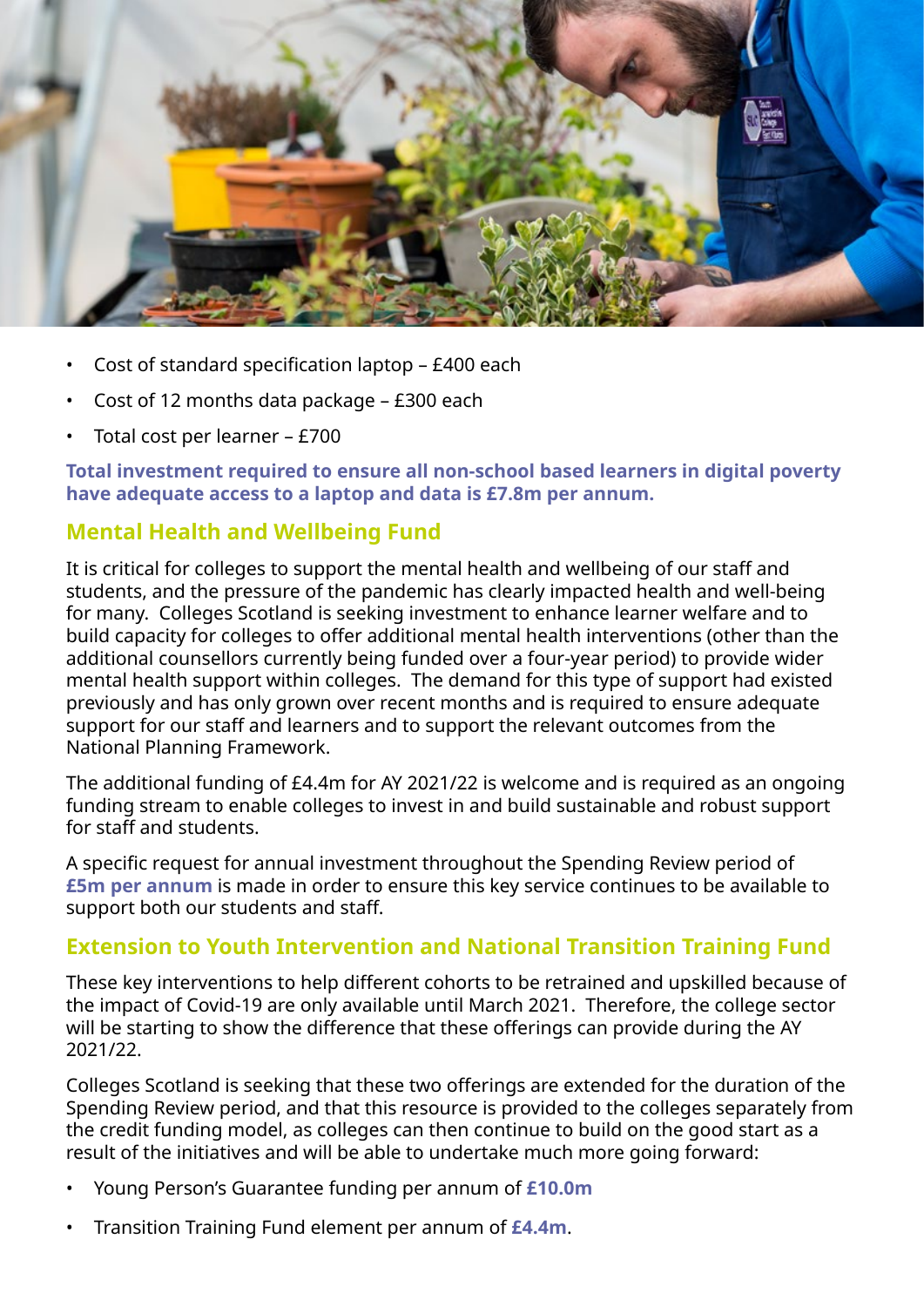- Cost of standard specification laptop – £400 each
- Cost of 12 months data package – £300 each
- Total cost per learner – £700

**Total investment required to ensure all non-school based learners in digital poverty have adequate access to a laptop and data is £7.8m per annum.**

## Mental Health and Wellbeing Fund

It is critical for colleges to support the mental health and wellbeing of our staff and students, and the pressure of the pandemic has clearly impacted health and well-being for many. Colleges Scotland is seeking investment to enhance learner welfare and to build capacity for colleges to offer additional mental health interventions (other than the additional counsellors currently being funded over a four-year period) to provide wider mental health support within colleges. The demand for this type of support had existed previously and has only grown over recent months and is required to ensure adequate support for our staff and learners and to support the relevant outcomes from the National Planning Framework.

The additional funding of £4.4m for AY 2021/22 is welcome and is required as an ongoing funding stream to enable colleges to invest in and build sustainable and robust support for staff and students.

A specific request for annual investment throughout the Spending Review period of **£5m per annum** is made in order to ensure this key service continues to be available to support both our students and staff.

## Extension to Youth Intervention and National Transition Training Fund

These key interventions to help different cohorts to be retrained and upskilled because of the impact of Covid-19 are only available until March 2021. Therefore, the college sector will be starting to show the difference that these offerings can provide during the AY 2021/22.

Colleges Scotland is seeking that these two offerings are extended for the duration of the Spending Review period, and that this resource is provided to the colleges separately from the credit funding model, as colleges can then continue to build on the good start as a result of the initiatives and will be able to undertake much more going forward:

- Young Person's Guarantee funding per annum of **£10.0m**
- Transition Training Fund element per annum of **£4.4m**.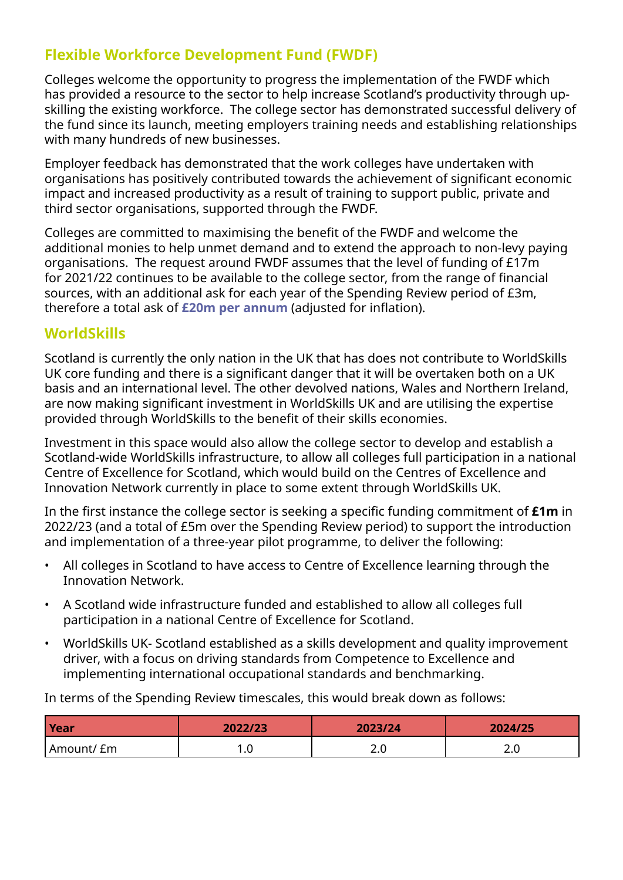## Flexible Workforce Development Fund (FWDF)

Colleges welcome the opportunity to progress the implementation of the FWDF which has provided a resource to the sector to help increase Scotland's productivity through up-skilling the existing workforce. The college sector has demonstrated successful delivery of the fund since its launch, meeting employers training needs and establishing relationships with many hundreds of new businesses.

Employer feedback has demonstrated that the work colleges have undertaken with organisations has positively contributed towards the achievement of significant economic impact and increased productivity as a result of training to support public, private and third sector organisations, supported through the FWDF.

Colleges are committed to maximising the benefit of the FWDF and welcome the additional monies to help unmet demand and to extend the approach to non-levy paying organisations. The request around FWDF assumes that the level of funding of £17m for 2021/22 continues to be available to the college sector, from the range of financial sources, with an additional ask for each year of the Spending Review period of £3m, therefore a total ask of **£20m per annum** (adjusted for inflation).

## WorldSkills

Scotland is currently the only nation in the UK that has does not contribute to WorldSkills UK core funding and there is a significant danger that it will be overtaken both on a UK basis and an international level. The other devolved nations, Wales and Northern Ireland, are now making significant investment in WorldSkills UK and are utilising the expertise provided through WorldSkills to the benefit of their skills economies.

Investment in this space would also allow the college sector to develop and establish a Scotland-wide WorldSkills infrastructure, to allow all colleges full participation in a national Centre of Excellence for Scotland, which would build on the Centres of Excellence and Innovation Network currently in place to some extent through WorldSkills UK.

In the first instance the college sector is seeking a specific funding commitment of **£1m** in 2022/23 (and a total of £5m over the Spending Review period) to support the introduction and implementation of a three-year pilot programme, to deliver the following:

- All colleges in Scotland to have access to Centre of Excellence learning through the Innovation Network.
- A Scotland wide infrastructure funded and established to allow all colleges full participation in a national Centre of Excellence for Scotland.
- WorldSkills UK- Scotland established as a skills development and quality improvement driver, with a focus on driving standards from Competence to Excellence and implementing international occupational standards and benchmarking.

In terms of the Spending Review timescales, this would break down as follows:

| Year | 2022/23 | 2023/24 | 2024/25 |
|---|---|---|---|
| Amount/ £m | 1.0 | 2.0 | 2.0 |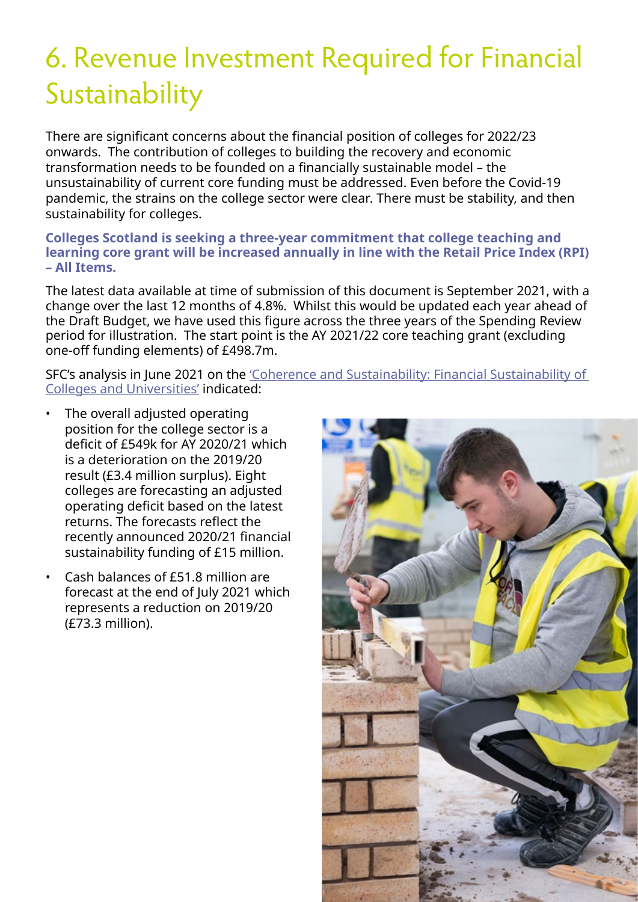# 6. Revenue Investment Required for Financial Sustainability

There are significant concerns about the financial position of colleges for 2022/23 onwards. The contribution of colleges to building the recovery and economic transformation needs to be founded on a financially sustainable model – the unsustainability of current core funding must be addressed. Even before the Covid-19 pandemic, the strains on the college sector were clear. There must be stability, and then sustainability for colleges.

**Colleges Scotland is seeking a three-year commitment that college teaching and learning core grant will be increased annually in line with the Retail Price Index (RPI) – All Items.**

The latest data available at time of submission of this document is September 2021, with a change over the last 12 months of 4.8%. Whilst this would be updated each year ahead of the Draft Budget, we have used this figure across the three years of the Spending Review period for illustration. The start point is the AY 2021/22 core teaching grant (excluding one-off funding elements) of £498.7m.

SFC's analysis in June 2021 on the 'Coherence and Sustainability: Financial Sustainability of Colleges and Universities' indicated:

- The overall adjusted operating position for the college sector is a deficit of £549k for AY 2020/21 which is a deterioration on the 2019/20 result (£3.4 million surplus). Eight colleges are forecasting an adjusted operating deficit based on the latest returns. The forecasts reflect the recently announced 2020/21 financial sustainability funding of £15 million.
- Cash balances of £51.8 million are forecast at the end of July 2021 which represents a reduction on 2019/20 (£73.3 million).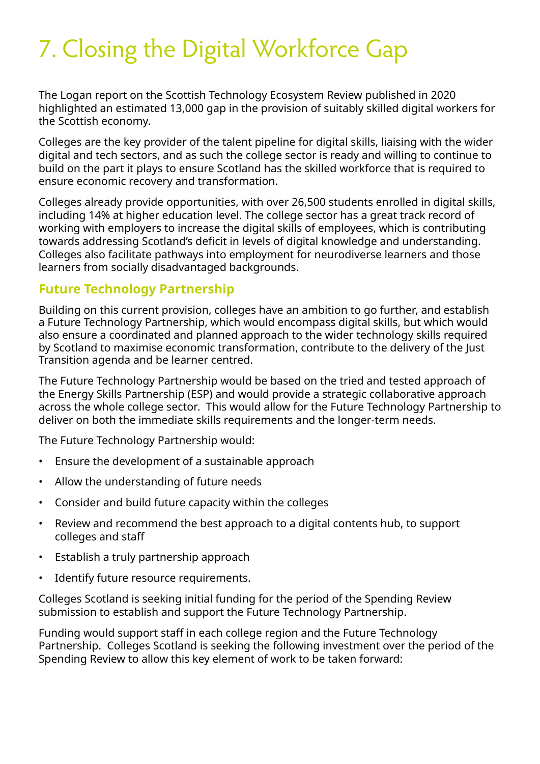# 7. Closing the Digital Workforce Gap

The Logan report on the Scottish Technology Ecosystem Review published in 2020 highlighted an estimated 13,000 gap in the provision of suitably skilled digital workers for the Scottish economy.

Colleges are the key provider of the talent pipeline for digital skills, liaising with the wider digital and tech sectors, and as such the college sector is ready and willing to continue to build on the part it plays to ensure Scotland has the skilled workforce that is required to ensure economic recovery and transformation.

Colleges already provide opportunities, with over 26,500 students enrolled in digital skills, including 14% at higher education level. The college sector has a great track record of working with employers to increase the digital skills of employees, which is contributing towards addressing Scotland's deficit in levels of digital knowledge and understanding. Colleges also facilitate pathways into employment for neurodiverse learners and those learners from socially disadvantaged backgrounds.

## Future Technology Partnership

Building on this current provision, colleges have an ambition to go further, and establish a Future Technology Partnership, which would encompass digital skills, but which would also ensure a coordinated and planned approach to the wider technology skills required by Scotland to maximise economic transformation, contribute to the delivery of the Just Transition agenda and be learner centred.

The Future Technology Partnership would be based on the tried and tested approach of the Energy Skills Partnership (ESP) and would provide a strategic collaborative approach across the whole college sector. This would allow for the Future Technology Partnership to deliver on both the immediate skills requirements and the longer-term needs.

The Future Technology Partnership would:

- Ensure the development of a sustainable approach
- Allow the understanding of future needs
- Consider and build future capacity within the colleges
- Review and recommend the best approach to a digital contents hub, to support colleges and staff
- Establish a truly partnership approach
- Identify future resource requirements.

Colleges Scotland is seeking initial funding for the period of the Spending Review submission to establish and support the Future Technology Partnership.

Funding would support staff in each college region and the Future Technology Partnership. Colleges Scotland is seeking the following investment over the period of the Spending Review to allow this key element of work to be taken forward: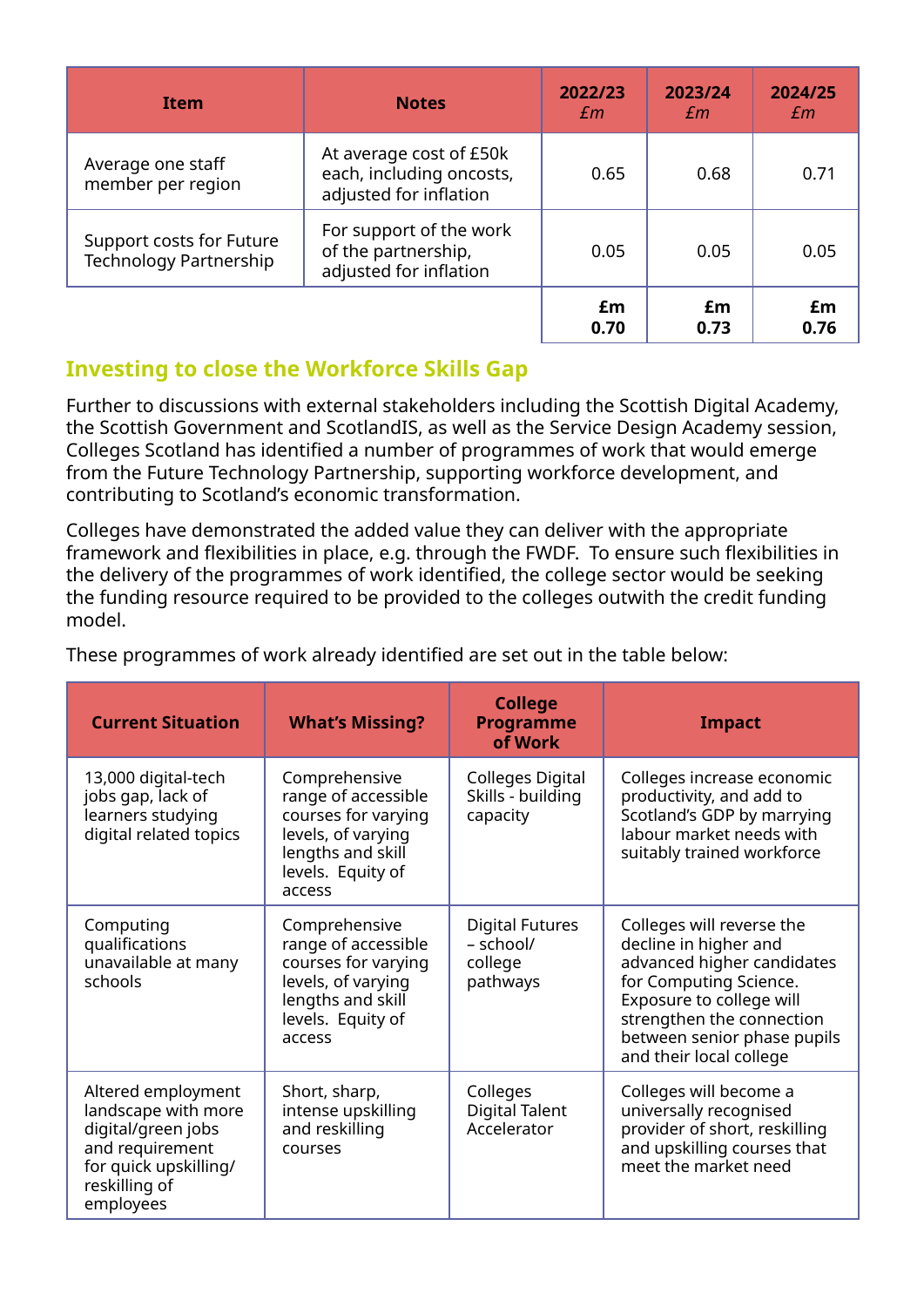| Item | Notes | 2022/23 *£m* | 2023/24 *£m* | 2024/25 *£m* |
|---|---|---|---|---|
| Average one staff member per region | At average cost of £50k each, including oncosts, adjusted for inflation | 0.65 | 0.68 | 0.71 |
| Support costs for Future Technology Partnership | For support of the work of the partnership, adjusted for inflation | 0.05 | 0.05 | 0.05 |
| | | **£m 0.70** | **£m 0.73** | **£m 0.76** |

## Investing to close the Workforce Skills Gap

Further to discussions with external stakeholders including the Scottish Digital Academy, the Scottish Government and ScotlandIS, as well as the Service Design Academy session, Colleges Scotland has identified a number of programmes of work that would emerge from the Future Technology Partnership, supporting workforce development, and contributing to Scotland's economic transformation.

Colleges have demonstrated the added value they can deliver with the appropriate framework and flexibilities in place, e.g. through the FWDF. To ensure such flexibilities in the delivery of the programmes of work identified, the college sector would be seeking the funding resource required to be provided to the colleges outwith the credit funding model.

These programmes of work already identified are set out in the table below:

| Current Situation | What's Missing? | College Programme of Work | Impact |
|---|---|---|---|
| 13,000 digital-tech jobs gap, lack of learners studying digital related topics | Comprehensive range of accessible courses for varying levels, of varying lengths and skill levels. Equity of access | Colleges Digital Skills - building capacity | Colleges increase economic productivity, and add to Scotland's GDP by marrying labour market needs with suitably trained workforce |
| Computing qualifications unavailable at many schools | Comprehensive range of accessible courses for varying levels, of varying lengths and skill levels. Equity of access | Digital Futures – school/ college pathways | Colleges will reverse the decline in higher and advanced higher candidates for Computing Science. Exposure to college will strengthen the connection between senior phase pupils and their local college |
| Altered employment landscape with more digital/green jobs and requirement for quick upskilling/ reskilling of employees | Short, sharp, intense upskilling and reskilling courses | Colleges Digital Talent Accelerator | Colleges will become a universally recognised provider of short, reskilling and upskilling courses that meet the market need |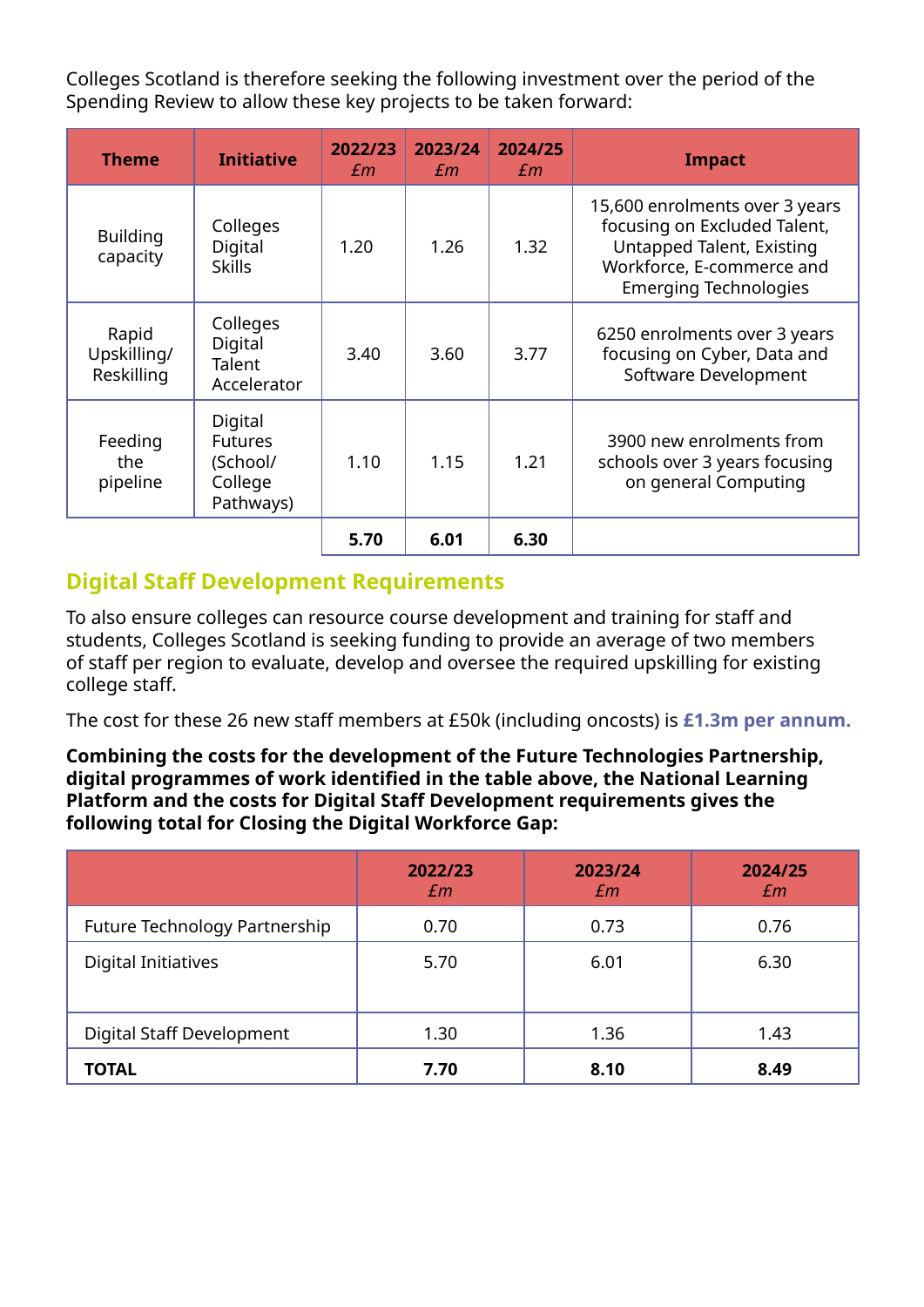Colleges Scotland is therefore seeking the following investment over the period of the Spending Review to allow these key projects to be taken forward:

| Theme | Initiative | 2022/23 *£m* | 2023/24 *£m* | 2024/25 *£m* | Impact |
|---|---|---|---|---|---|
| Building capacity | Colleges Digital Skills | 1.20 | 1.26 | 1.32 | 15,600 enrolments over 3 years focusing on Excluded Talent, Untapped Talent, Existing Workforce, E-commerce and Emerging Technologies |
| Rapid Upskilling/ Reskilling | Colleges Digital Talent Accelerator | 3.40 | 3.60 | 3.77 | 6250 enrolments over 3 years focusing on Cyber, Data and Software Development |
| Feeding the pipeline | Digital Futures (School/ College Pathways) | 1.10 | 1.15 | 1.21 | 3900 new enrolments from schools over 3 years focusing on general Computing |
| | | **5.70** | **6.01** | **6.30** | |

## Digital Staff Development Requirements

To also ensure colleges can resource course development and training for staff and students, Colleges Scotland is seeking funding to provide an average of two members of staff per region to evaluate, develop and oversee the required upskilling for existing college staff.

The cost for these 26 new staff members at £50k (including oncosts) is **£1.3m per annum.**

**Combining the costs for the development of the Future Technologies Partnership, digital programmes of work identified in the table above, the National Learning Platform and the costs for Digital Staff Development requirements gives the following total for Closing the Digital Workforce Gap:**

| | 2022/23 *£m* | 2023/24 *£m* | 2024/25 *£m* |
|---|---|---|---|
| Future Technology Partnership | 0.70 | 0.73 | 0.76 |
| Digital Initiatives | 5.70 | 6.01 | 6.30 |
| Digital Staff Development | 1.30 | 1.36 | 1.43 |
| **TOTAL** | **7.70** | **8.10** | **8.49** |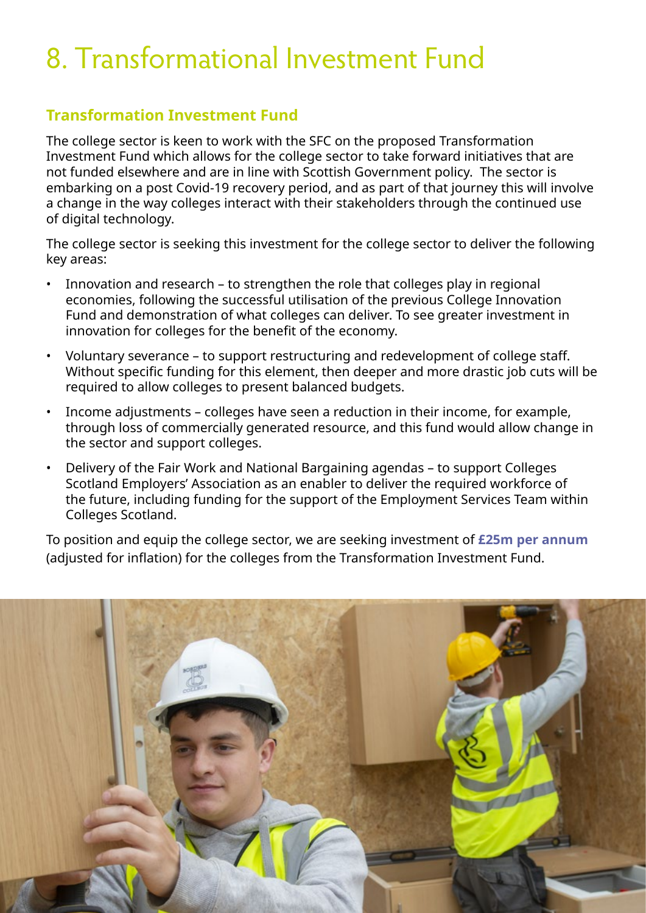# 8. Transformational Investment Fund

## Transformation Investment Fund

The college sector is keen to work with the SFC on the proposed Transformation Investment Fund which allows for the college sector to take forward initiatives that are not funded elsewhere and are in line with Scottish Government policy. The sector is embarking on a post Covid-19 recovery period, and as part of that journey this will involve a change in the way colleges interact with their stakeholders through the continued use of digital technology.

The college sector is seeking this investment for the college sector to deliver the following key areas:

- Innovation and research – to strengthen the role that colleges play in regional economies, following the successful utilisation of the previous College Innovation Fund and demonstration of what colleges can deliver. To see greater investment in innovation for colleges for the benefit of the economy.
- Voluntary severance – to support restructuring and redevelopment of college staff. Without specific funding for this element, then deeper and more drastic job cuts will be required to allow colleges to present balanced budgets.
- Income adjustments – colleges have seen a reduction in their income, for example, through loss of commercially generated resource, and this fund would allow change in the sector and support colleges.
- Delivery of the Fair Work and National Bargaining agendas – to support Colleges Scotland Employers' Association as an enabler to deliver the required workforce of the future, including funding for the support of the Employment Services Team within Colleges Scotland.

To position and equip the college sector, we are seeking investment of **£25m per annum** (adjusted for inflation) for the colleges from the Transformation Investment Fund.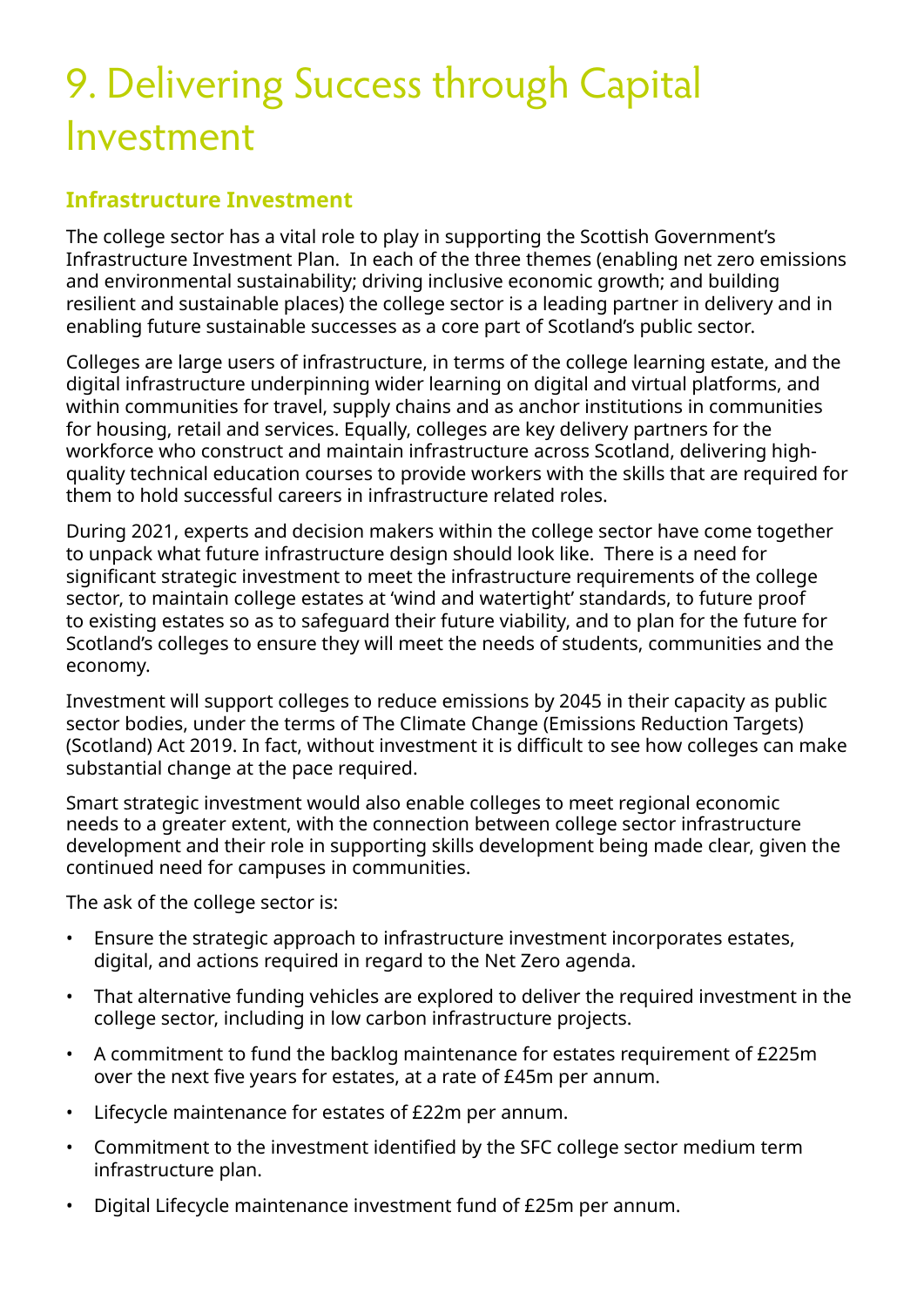# 9. Delivering Success through Capital Investment

## Infrastructure Investment

The college sector has a vital role to play in supporting the Scottish Government's Infrastructure Investment Plan. In each of the three themes (enabling net zero emissions and environmental sustainability; driving inclusive economic growth; and building resilient and sustainable places) the college sector is a leading partner in delivery and in enabling future sustainable successes as a core part of Scotland's public sector.

Colleges are large users of infrastructure, in terms of the college learning estate, and the digital infrastructure underpinning wider learning on digital and virtual platforms, and within communities for travel, supply chains and as anchor institutions in communities for housing, retail and services. Equally, colleges are key delivery partners for the workforce who construct and maintain infrastructure across Scotland, delivering high-quality technical education courses to provide workers with the skills that are required for them to hold successful careers in infrastructure related roles.

During 2021, experts and decision makers within the college sector have come together to unpack what future infrastructure design should look like. There is a need for significant strategic investment to meet the infrastructure requirements of the college sector, to maintain college estates at 'wind and watertight' standards, to future proof to existing estates so as to safeguard their future viability, and to plan for the future for Scotland's colleges to ensure they will meet the needs of students, communities and the economy.

Investment will support colleges to reduce emissions by 2045 in their capacity as public sector bodies, under the terms of The Climate Change (Emissions Reduction Targets) (Scotland) Act 2019. In fact, without investment it is difficult to see how colleges can make substantial change at the pace required.

Smart strategic investment would also enable colleges to meet regional economic needs to a greater extent, with the connection between college sector infrastructure development and their role in supporting skills development being made clear, given the continued need for campuses in communities.

The ask of the college sector is:

- Ensure the strategic approach to infrastructure investment incorporates estates, digital, and actions required in regard to the Net Zero agenda.
- That alternative funding vehicles are explored to deliver the required investment in the college sector, including in low carbon infrastructure projects.
- A commitment to fund the backlog maintenance for estates requirement of £225m over the next five years for estates, at a rate of £45m per annum.
- Lifecycle maintenance for estates of £22m per annum.
- Commitment to the investment identified by the SFC college sector medium term infrastructure plan.
- Digital Lifecycle maintenance investment fund of £25m per annum.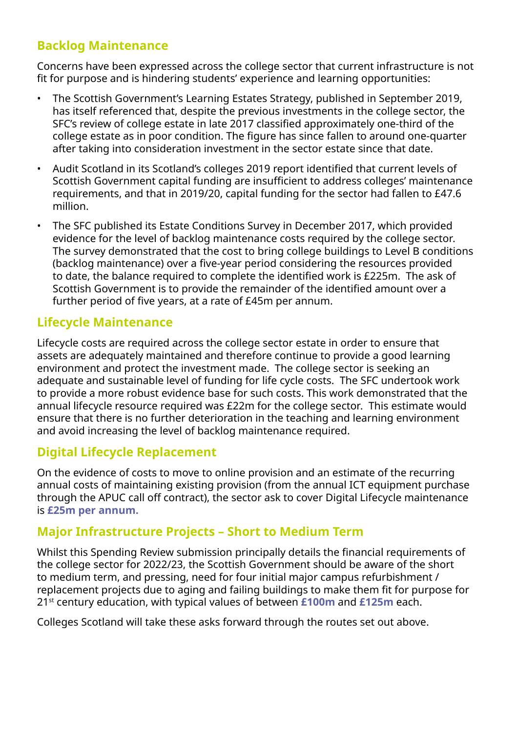## Backlog Maintenance

Concerns have been expressed across the college sector that current infrastructure is not fit for purpose and is hindering students' experience and learning opportunities:

- The Scottish Government's Learning Estates Strategy, published in September 2019, has itself referenced that, despite the previous investments in the college sector, the SFC's review of college estate in late 2017 classified approximately one-third of the college estate as in poor condition. The figure has since fallen to around one-quarter after taking into consideration investment in the sector estate since that date.
- Audit Scotland in its Scotland's colleges 2019 report identified that current levels of Scottish Government capital funding are insufficient to address colleges' maintenance requirements, and that in 2019/20, capital funding for the sector had fallen to £47.6 million.
- The SFC published its Estate Conditions Survey in December 2017, which provided evidence for the level of backlog maintenance costs required by the college sector. The survey demonstrated that the cost to bring college buildings to Level B conditions (backlog maintenance) over a five-year period considering the resources provided to date, the balance required to complete the identified work is £225m. The ask of Scottish Government is to provide the remainder of the identified amount over a further period of five years, at a rate of £45m per annum.

## Lifecycle Maintenance

Lifecycle costs are required across the college sector estate in order to ensure that assets are adequately maintained and therefore continue to provide a good learning environment and protect the investment made. The college sector is seeking an adequate and sustainable level of funding for life cycle costs. The SFC undertook work to provide a more robust evidence base for such costs. This work demonstrated that the annual lifecycle resource required was £22m for the college sector. This estimate would ensure that there is no further deterioration in the teaching and learning environment and avoid increasing the level of backlog maintenance required.

## Digital Lifecycle Replacement

On the evidence of costs to move to online provision and an estimate of the recurring annual costs of maintaining existing provision (from the annual ICT equipment purchase through the APUC call off contract), the sector ask to cover Digital Lifecycle maintenance is **£25m per annum.**

## Major Infrastructure Projects – Short to Medium Term

Whilst this Spending Review submission principally details the financial requirements of the college sector for 2022/23, the Scottish Government should be aware of the short to medium term, and pressing, need for four initial major campus refurbishment / replacement projects due to aging and failing buildings to make them fit for purpose for 21st century education, with typical values of between **£100m** and **£125m** each.

Colleges Scotland will take these asks forward through the routes set out above.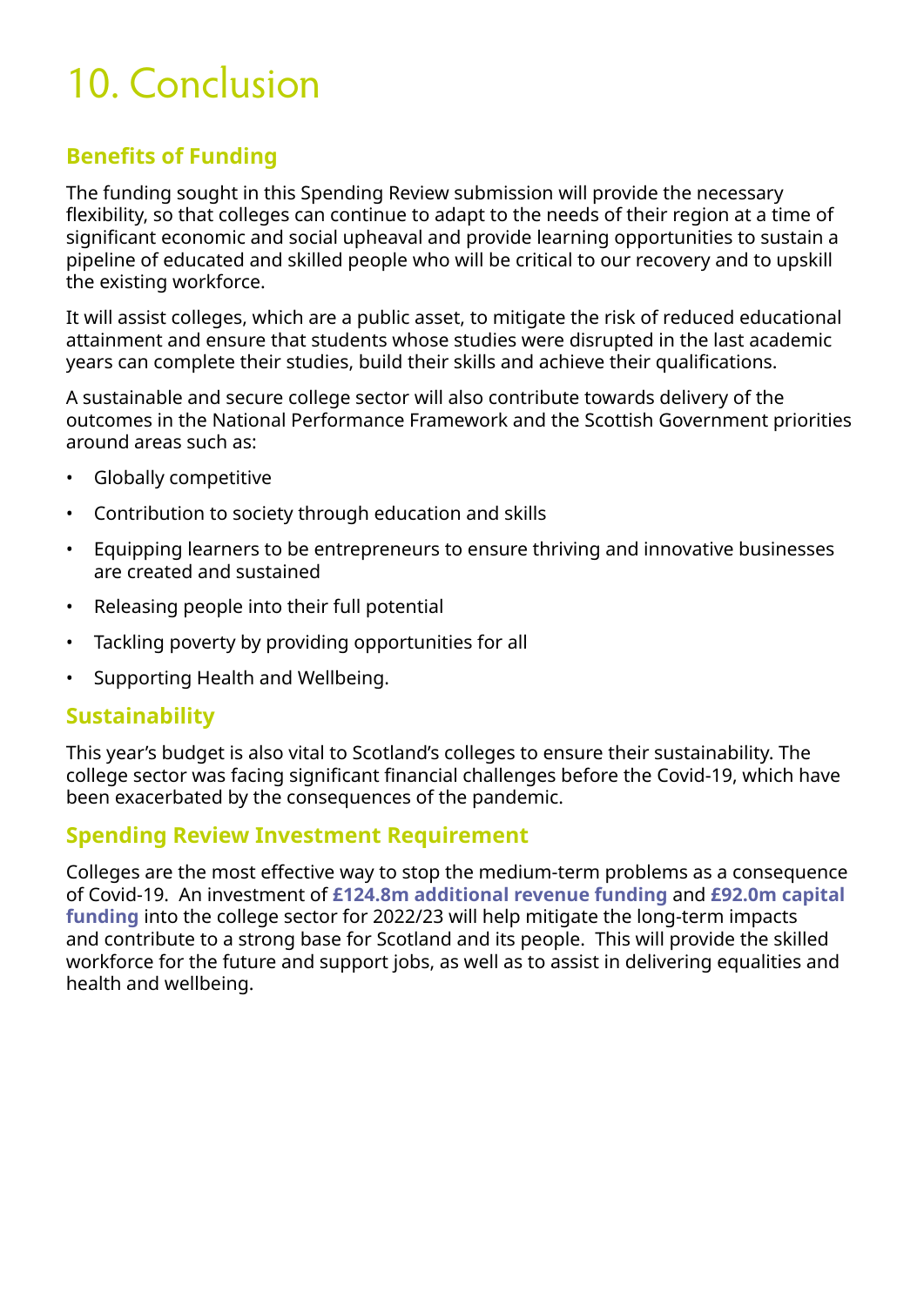# 10. Conclusion

## Benefits of Funding

The funding sought in this Spending Review submission will provide the necessary flexibility, so that colleges can continue to adapt to the needs of their region at a time of significant economic and social upheaval and provide learning opportunities to sustain a pipeline of educated and skilled people who will be critical to our recovery and to upskill the existing workforce.

It will assist colleges, which are a public asset, to mitigate the risk of reduced educational attainment and ensure that students whose studies were disrupted in the last academic years can complete their studies, build their skills and achieve their qualifications.

A sustainable and secure college sector will also contribute towards delivery of the outcomes in the National Performance Framework and the Scottish Government priorities around areas such as:

- Globally competitive
- Contribution to society through education and skills
- Equipping learners to be entrepreneurs to ensure thriving and innovative businesses are created and sustained
- Releasing people into their full potential
- Tackling poverty by providing opportunities for all
- Supporting Health and Wellbeing.

## Sustainability

This year's budget is also vital to Scotland's colleges to ensure their sustainability. The college sector was facing significant financial challenges before the Covid-19, which have been exacerbated by the consequences of the pandemic.

## Spending Review Investment Requirement

Colleges are the most effective way to stop the medium-term problems as a consequence of Covid-19. An investment of **£124.8m additional revenue funding** and **£92.0m capital funding** into the college sector for 2022/23 will help mitigate the long-term impacts and contribute to a strong base for Scotland and its people. This will provide the skilled workforce for the future and support jobs, as well as to assist in delivering equalities and health and wellbeing.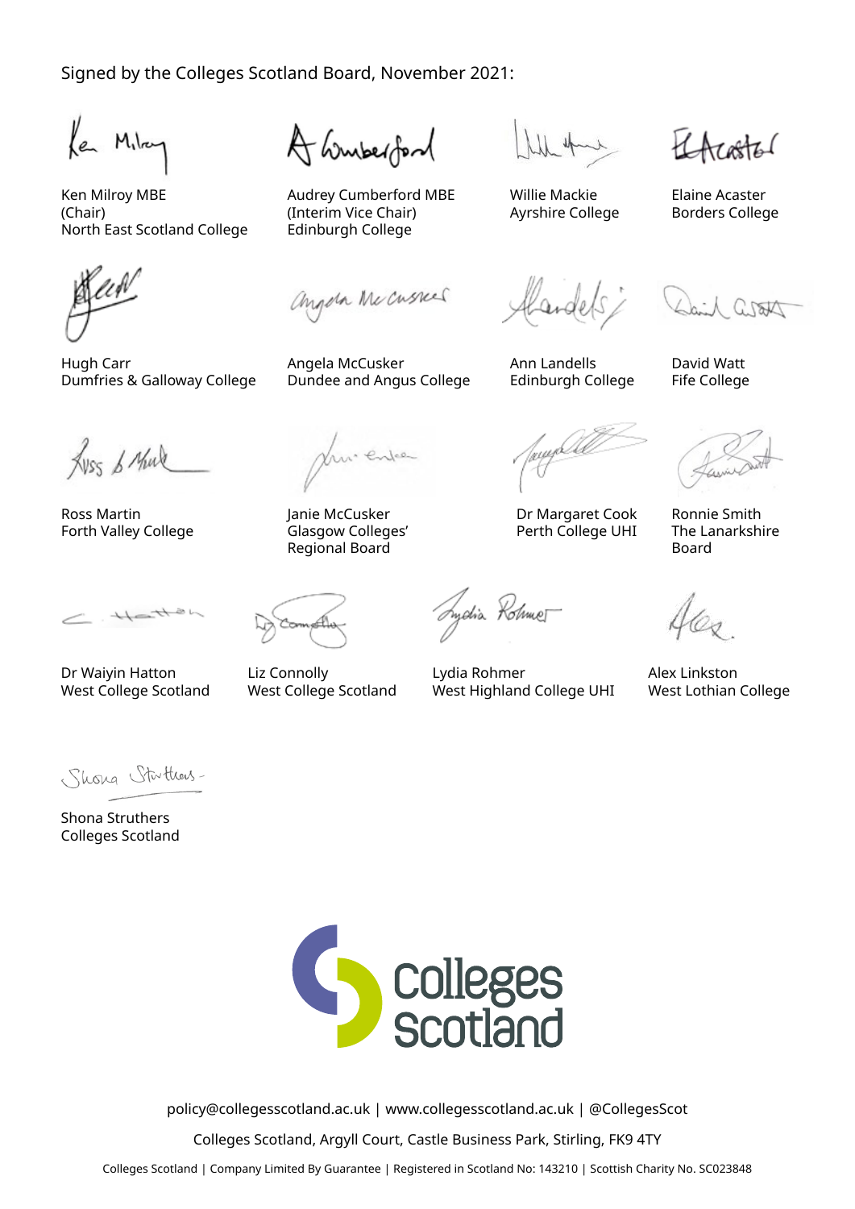Signed by the Colleges Scotland Board, November 2021:

Ken Milroy MBE
(Chair)
North East Scotland College

Audrey Cumberford MBE
(Interim Vice Chair)
Edinburgh College

Willie Mackie
Ayrshire College

Elaine Acaster
Borders College

Hugh Carr
Dumfries & Galloway College

Angela McCusker
Dundee and Angus College

Ann Landells
Edinburgh College

David Watt
Fife College

Ross Martin
Forth Valley College

Janie McCusker
Glasgow Colleges' Regional Board

Dr Margaret Cook
Perth College UHI

Ronnie Smith
The Lanarkshire Board

Dr Waiyin Hatton
West College Scotland

Liz Connolly
West College Scotland

Lydia Rohmer
West Highland College UHI

Alex Linkston
West Lothian College

Shona Struthers
Colleges Scotland

Colleges Scotland

policy@collegesscotland.ac.uk | www.collegesscotland.ac.uk | @CollegesScot

Colleges Scotland, Argyll Court, Castle Business Park, Stirling, FK9 4TY

Colleges Scotland | Company Limited By Guarantee | Registered in Scotland No: 143210 | Scottish Charity No. SC023848